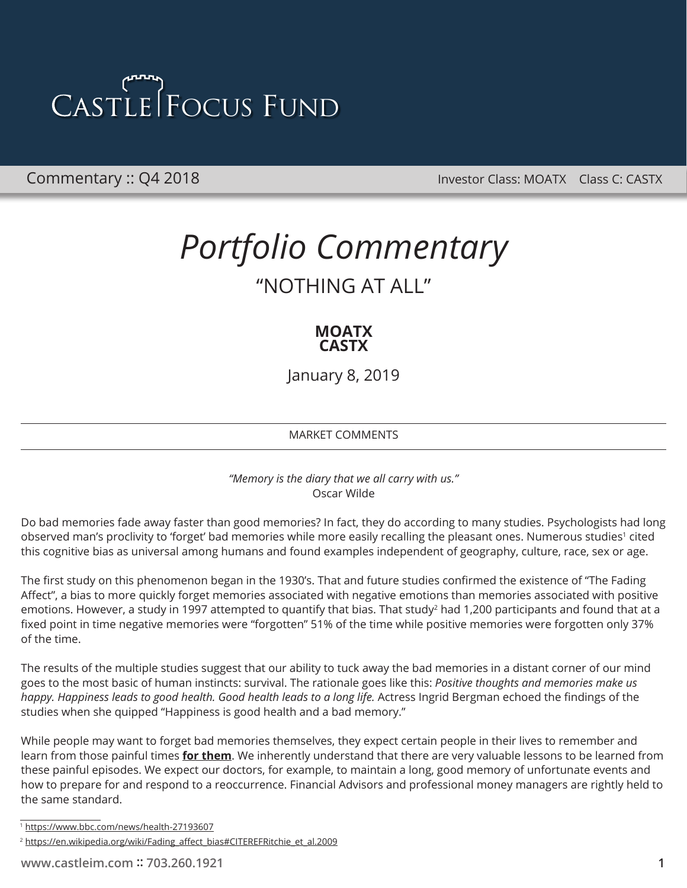# CASTLE FOCUS FUND

Commentary :: Q4 2018

Investor Class: MOATX Class C: CASTX

# *Portfolio Commentary*

## "NOTHING AT ALL"

**MOATX**
**CASTX**

January 8, 2019

### MARKET COMMENTS

*"Memory is the diary that we all carry with us."*
Oscar Wilde

Do bad memories fade away faster than good memories? In fact, they do according to many studies. Psychologists had long observed man's proclivity to 'forget' bad memories while more easily recalling the pleasant ones. Numerous studies[1] cited this cognitive bias as universal among humans and found examples independent of geography, culture, race, sex or age.

The first study on this phenomenon began in the 1930's. That and future studies confirmed the existence of "The Fading Affect", a bias to more quickly forget memories associated with negative emotions than memories associated with positive emotions. However, a study in 1997 attempted to quantify that bias. That study[2] had 1,200 participants and found that at a fixed point in time negative memories were "forgotten" 51% of the time while positive memories were forgotten only 37% of the time.

The results of the multiple studies suggest that our ability to tuck away the bad memories in a distant corner of our mind goes to the most basic of human instincts: survival. The rationale goes like this: *Positive thoughts and memories make us happy. Happiness leads to good health. Good health leads to a long life.* Actress Ingrid Bergman echoed the findings of the studies when she quipped "Happiness is good health and a bad memory."

While people may want to forget bad memories themselves, they expect certain people in their lives to remember and learn from those painful times **for them**. We inherently understand that there are very valuable lessons to be learned from these painful episodes. We expect our doctors, for example, to maintain a long, good memory of unfortunate events and how to prepare for and respond to a reoccurrence. Financial Advisors and professional money managers are rightly held to the same standard.

[1] https://www.bbc.com/news/health-27193607

[2] https://en.wikipedia.org/wiki/Fading_affect_bias#CITEREFRitchie_et_al.2009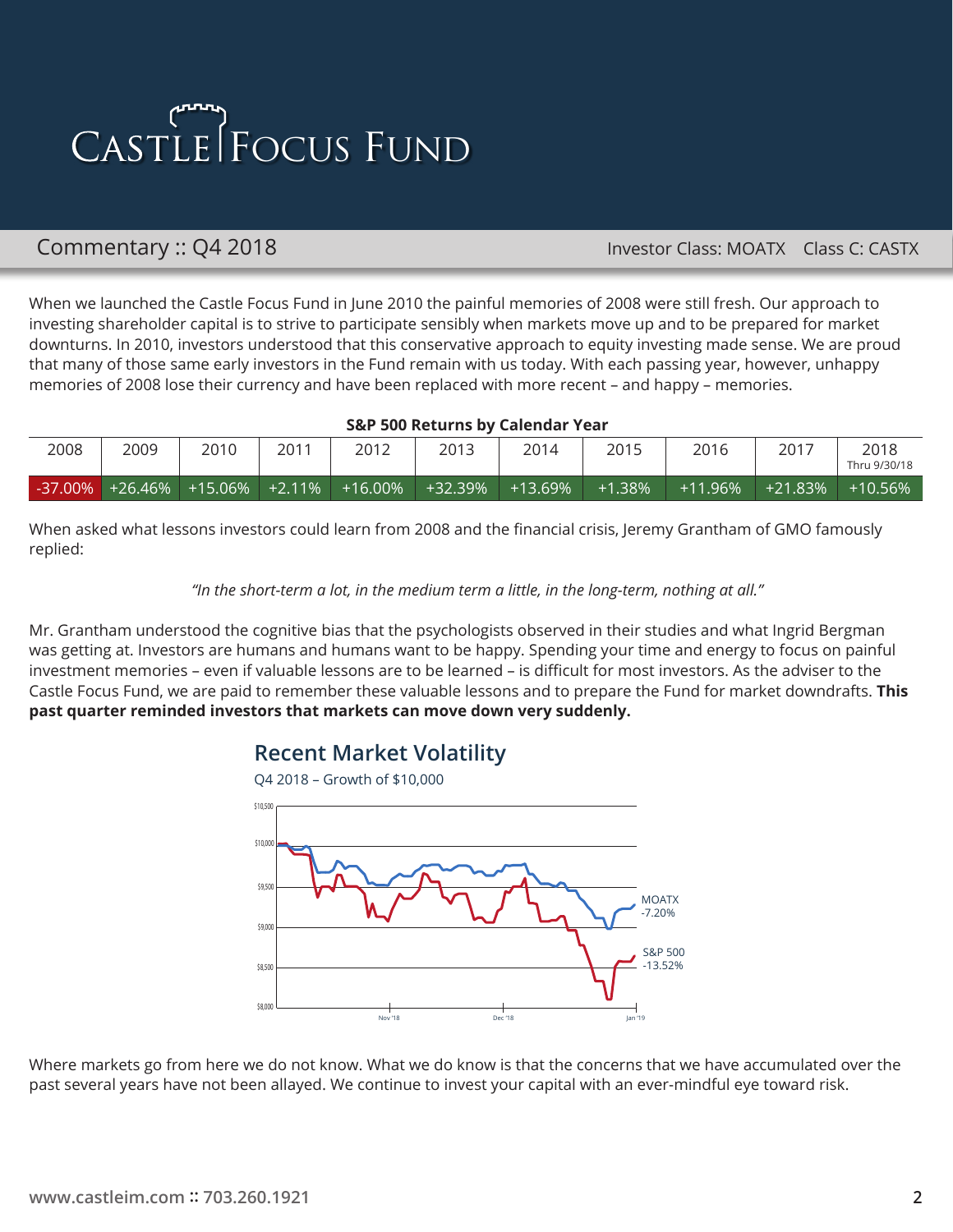# Castle Focus Fund

## Commentary :: Q4 2018

Investor Class: MOATX  Class C: CASTX

When we launched the Castle Focus Fund in June 2010 the painful memories of 2008 were still fresh. Our approach to investing shareholder capital is to strive to participate sensibly when markets move up and to be prepared for market downturns. In 2010, investors understood that this conservative approach to equity investing made sense. We are proud that many of those same early investors in the Fund remain with us today. With each passing year, however, unhappy memories of 2008 lose their currency and have been replaced with more recent – and happy – memories.

**S&P 500 Returns by Calendar Year**

| 2008 | 2009 | 2010 | 2011 | 2012 | 2013 | 2014 | 2015 | 2016 | 2017 | 2018 Thru 9/30/18 |
|---|---|---|---|---|---|---|---|---|---|---|
| -37.00% | +26.46% | +15.06% | +2.11% | +16.00% | +32.39% | +13.69% | +1.38% | +11.96% | +21.83% | +10.56% |

When asked what lessons investors could learn from 2008 and the financial crisis, Jeremy Grantham of GMO famously replied:

*"In the short-term a lot, in the medium term a little, in the long-term, nothing at all."*

Mr. Grantham understood the cognitive bias that the psychologists observed in their studies and what Ingrid Bergman was getting at. Investors are humans and humans want to be happy. Spending your time and energy to focus on painful investment memories – even if valuable lessons are to be learned – is difficult for most investors. As the adviser to the Castle Focus Fund, we are paid to remember these valuable lessons and to prepare the Fund for market downdrafts. **This past quarter reminded investors that markets can move down very suddenly.**

### Recent Market Volatility

Q4 2018 – Growth of $10,000

MOATX -7.20%

S&P 500 -13.52%

Where markets go from here we do not know. What we do know is that the concerns that we have accumulated over the past several years have not been allayed. We continue to invest your capital with an ever-mindful eye toward risk.

www.castleim.com :: 703.260.1921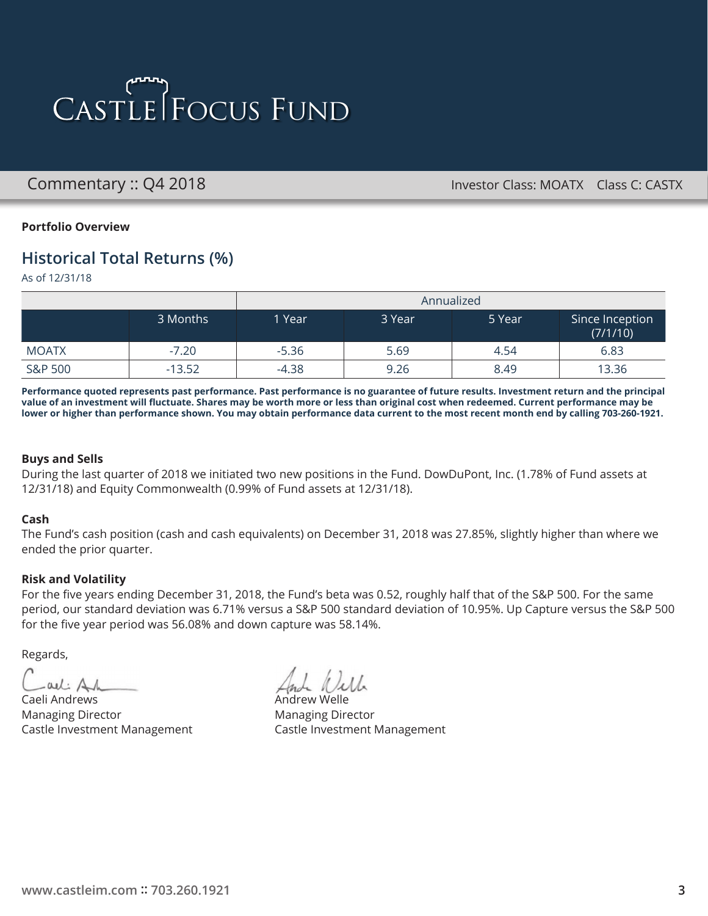# Castle Focus Fund

Commentary :: Q4 2018

Investor Class: MOATX    Class C: CASTX

**Portfolio Overview**

## Historical Total Returns (%)

As of 12/31/18

| | | Annualized | | | |
|---|---|---|---|---|---|
| | 3 Months | 1 Year | 3 Year | 5 Year | Since Inception (7/1/10) |
| MOATX | -7.20 | -5.36 | 5.69 | 4.54 | 6.83 |
| S&P 500 | -13.52 | -4.38 | 9.26 | 8.49 | 13.36 |

**Performance quoted represents past performance. Past performance is no guarantee of future results. Investment return and the principal value of an investment will fluctuate. Shares may be worth more or less than original cost when redeemed. Current performance may be lower or higher than performance shown. You may obtain performance data current to the most recent month end by calling 703-260-1921.**

**Buys and Sells**

During the last quarter of 2018 we initiated two new positions in the Fund. DowDuPont, Inc. (1.78% of Fund assets at 12/31/18) and Equity Commonwealth (0.99% of Fund assets at 12/31/18).

**Cash**

The Fund's cash position (cash and cash equivalents) on December 31, 2018 was 27.85%, slightly higher than where we ended the prior quarter.

**Risk and Volatility**

For the five years ending December 31, 2018, the Fund's beta was 0.52, roughly half that of the S&P 500. For the same period, our standard deviation was 6.71% versus a S&P 500 standard deviation of 10.95%. Up Capture versus the S&P 500 for the five year period was 56.08% and down capture was 58.14%.

Regards,

Caeli Andrews
Managing Director
Castle Investment Management

Andrew Welle
Managing Director
Castle Investment Management

www.castleim.com :: 703.260.1921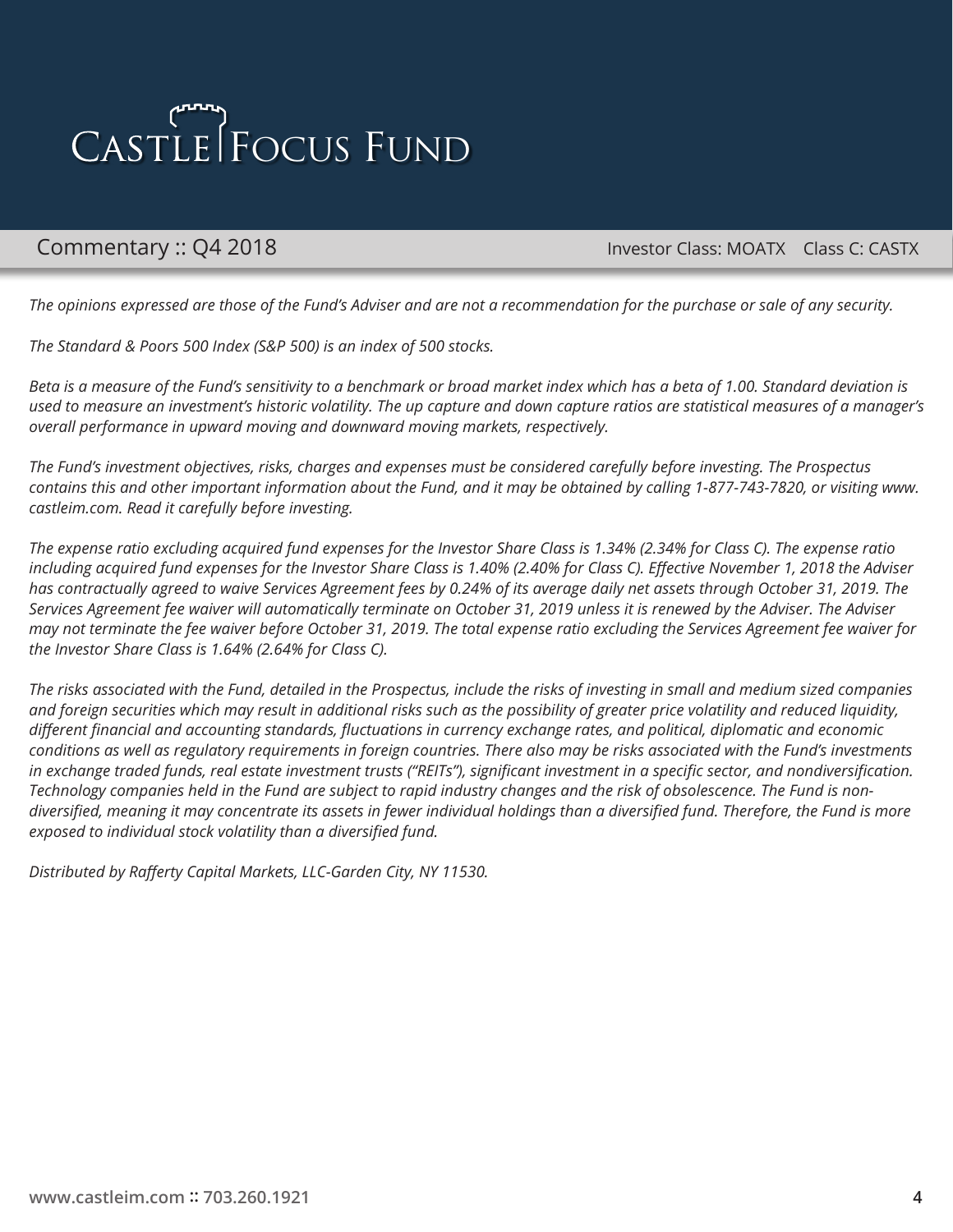*The opinions expressed are those of the Fund's Adviser and are not a recommendation for the purchase or sale of any security.*

*The Standard & Poors 500 Index (S&P 500) is an index of 500 stocks.*

*Beta is a measure of the Fund's sensitivity to a benchmark or broad market index which has a beta of 1.00. Standard deviation is used to measure an investment's historic volatility. The up capture and down capture ratios are statistical measures of a manager's overall performance in upward moving and downward moving markets, respectively.*

*The Fund's investment objectives, risks, charges and expenses must be considered carefully before investing. The Prospectus contains this and other important information about the Fund, and it may be obtained by calling 1-877-743-7820, or visiting www.castleim.com. Read it carefully before investing.*

*The expense ratio excluding acquired fund expenses for the Investor Share Class is 1.34% (2.34% for Class C). The expense ratio including acquired fund expenses for the Investor Share Class is 1.40% (2.40% for Class C). Effective November 1, 2018 the Adviser has contractually agreed to waive Services Agreement fees by 0.24% of its average daily net assets through October 31, 2019. The Services Agreement fee waiver will automatically terminate on October 31, 2019 unless it is renewed by the Adviser. The Adviser may not terminate the fee waiver before October 31, 2019. The total expense ratio excluding the Services Agreement fee waiver for the Investor Share Class is 1.64% (2.64% for Class C).*

*The risks associated with the Fund, detailed in the Prospectus, include the risks of investing in small and medium sized companies and foreign securities which may result in additional risks such as the possibility of greater price volatility and reduced liquidity, different financial and accounting standards, fluctuations in currency exchange rates, and political, diplomatic and economic conditions as well as regulatory requirements in foreign countries. There also may be risks associated with the Fund's investments in exchange traded funds, real estate investment trusts ("REITs"), significant investment in a specific sector, and nondiversification. Technology companies held in the Fund are subject to rapid industry changes and the risk of obsolescence. The Fund is non-diversified, meaning it may concentrate its assets in fewer individual holdings than a diversified fund. Therefore, the Fund is more exposed to individual stock volatility than a diversified fund.*

*Distributed by Rafferty Capital Markets, LLC-Garden City, NY 11530.*